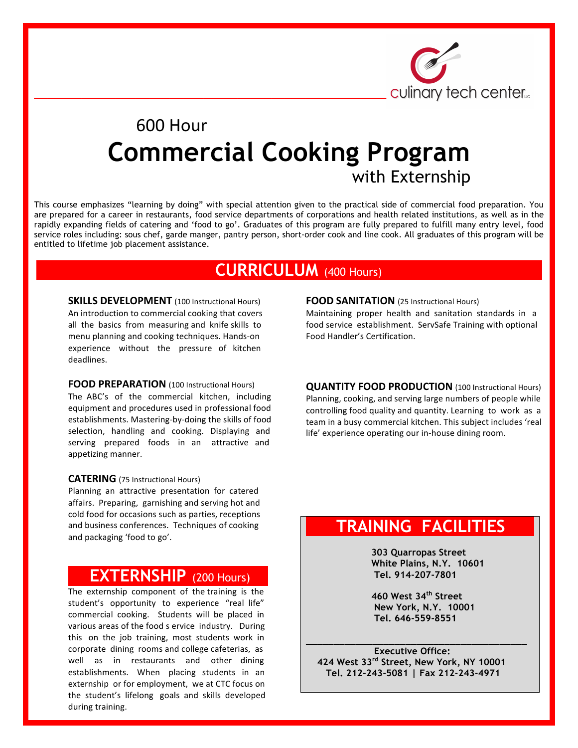culinary tech center

# 600 Hour Commercial Cooking Program with Externship

This course emphasizes "learning by doing" with special attention given to the practical side of commercial food preparation. You are prepared for a career in restaurants, food service departments of corporations and health related institutions, as well as in the rapidly expanding fields of catering and 'food to go'. Graduates of this program are fully prepared to fulfill many entry level, food service roles including: sous chef, garde manger, pantry person, short-order cook and line cook. All graduates of this program will be entitled to lifetime job placement assistance.

## CURRICULUM (400 Hours)

**SKILLS DEVELOPMENT** (100 Instructional Hours)
An introduction to commercial cooking that covers all the basics from measuring and knife skills to menu planning and cooking techniques. Hands-on experience without the pressure of kitchen deadlines.

**FOOD PREPARATION** (100 Instructional Hours)
The ABC's of the commercial kitchen, including equipment and procedures used in professional food establishments. Mastering-by-doing the skills of food selection, handling and cooking. Displaying and serving prepared foods in an attractive and appetizing manner.

**CATERING** (75 Instructional Hours)
Planning an attractive presentation for catered affairs. Preparing, garnishing and serving hot and cold food for occasions such as parties, receptions and business conferences. Techniques of cooking and packaging 'food to go'.

**FOOD SANITATION** (25 Instructional Hours)
Maintaining proper health and sanitation standards in a food service establishment. ServSafe Training with optional Food Handler's Certification.

**QUANTITY FOOD PRODUCTION** (100 Instructional Hours)
Planning, cooking, and serving large numbers of people while controlling food quality and quantity. Learning to work as a team in a busy commercial kitchen. This subject includes 'real life' experience operating our in-house dining room.

## EXTERNSHIP (200 Hours)

The externship component of the training is the student's opportunity to experience "real life" commercial cooking. Students will be placed in various areas of the food s ervice industry. During this on the job training, most students work in corporate dining rooms and college cafeterias, as well as in restaurants and other dining establishments. When placing students in an externship or for employment, we at CTC focus on the student's lifelong goals and skills developed during training.

## TRAINING FACILITIES

**303 Quarropas Street**
**White Plains, N.Y. 10601**
**Tel. 914-207-7801**

**460 West 34th Street**
**New York, N.Y. 10001**
**Tel. 646-559-8551**

**Executive Office:**
**424 West 33rd Street, New York, NY 10001**
**Tel. 212-243-5081 | Fax 212-243-4971**